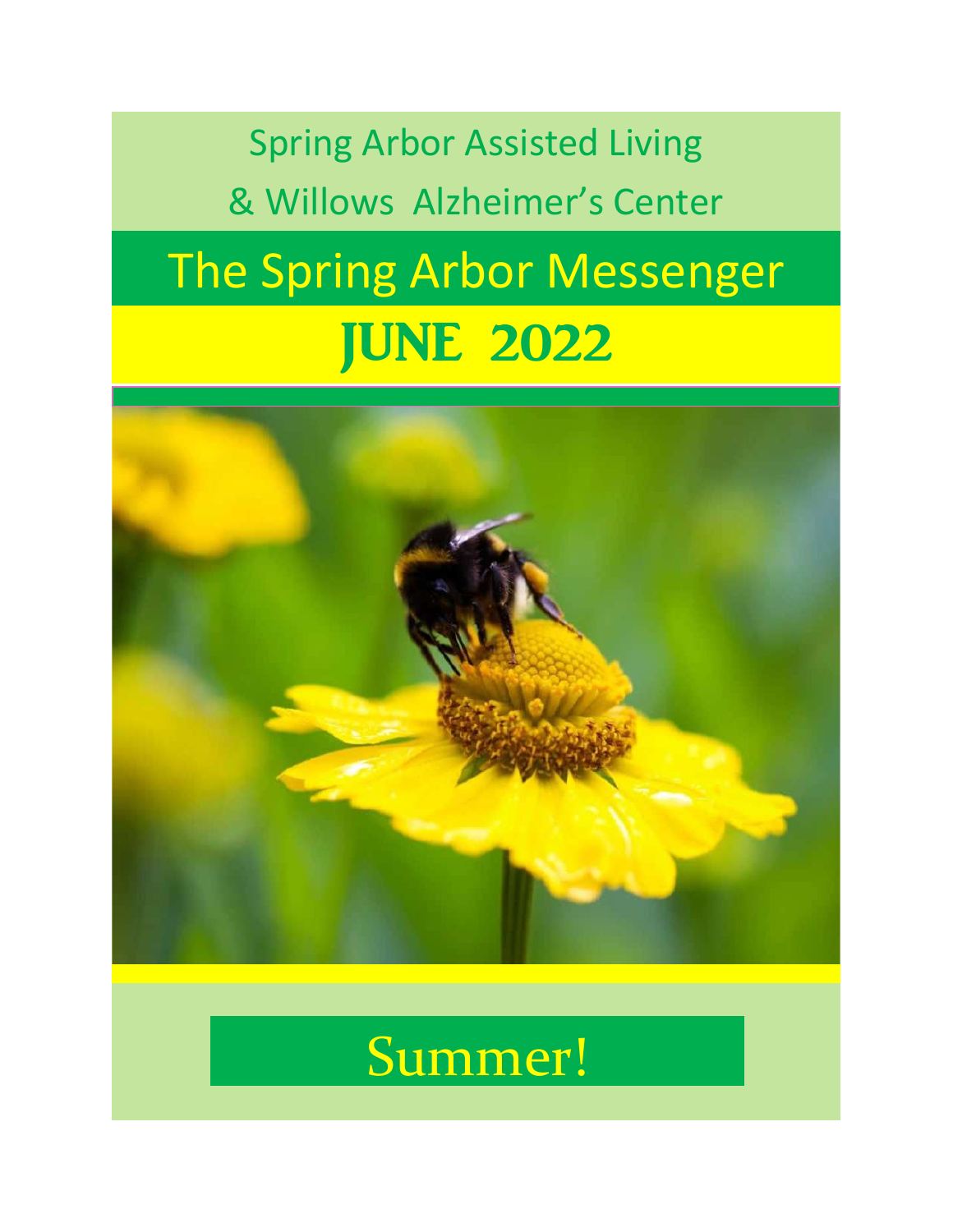Spring Arbor Assisted Living

& Willows Alzheimer's Center

# The Spring Arbor Messenger

## JUNE 2022

Summer!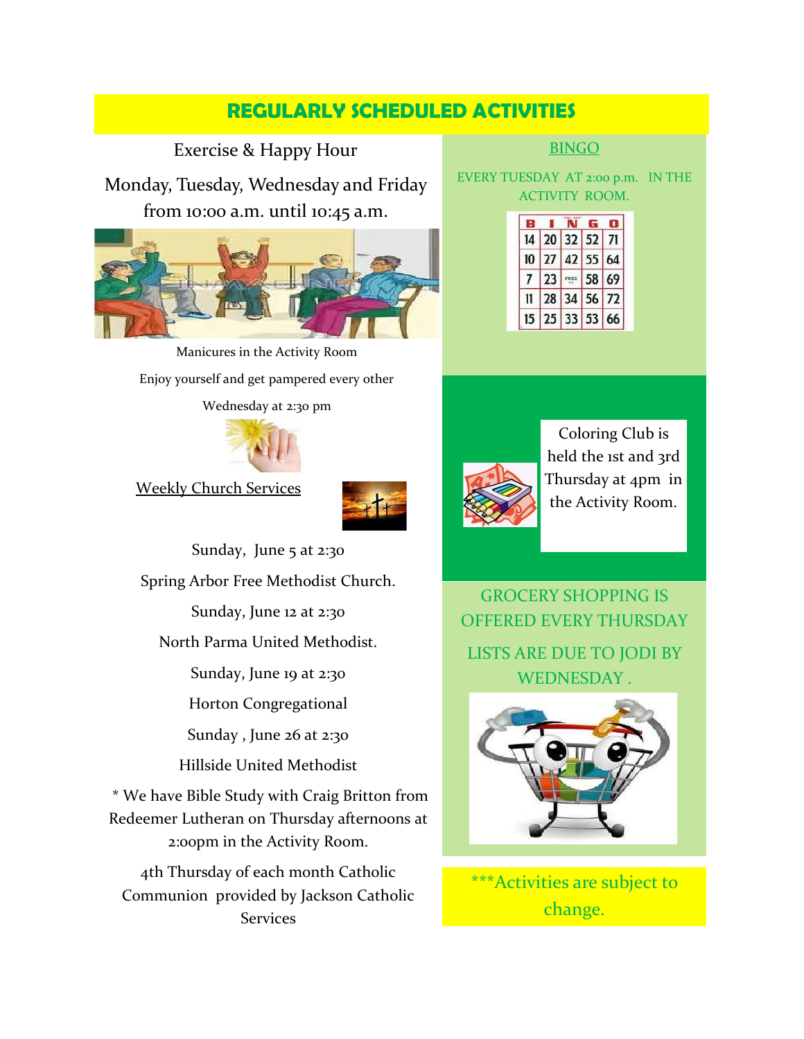# REGULARLY SCHEDULED ACTIVITIES

Exercise & Happy Hour

Monday, Tuesday, Wednesday and Friday from 10:00 a.m. until 10:45 a.m.

Manicures in the Activity Room

Enjoy yourself and get pampered every other Wednesday at 2:30 pm

Weekly Church Services

Sunday, June 5 at 2:30

Spring Arbor Free Methodist Church.

Sunday, June 12 at 2:30

North Parma United Methodist.

Sunday, June 19 at 2:30

Horton Congregational

Sunday , June 26 at 2:30

Hillside United Methodist

* We have Bible Study with Craig Britton from Redeemer Lutheran on Thursday afternoons at 2:00pm in the Activity Room.

4th Thursday of each month Catholic Communion provided by Jackson Catholic Services

BINGO

EVERY TUESDAY AT 2:00 p.m. IN THE ACTIVITY ROOM.

Coloring Club is held the 1st and 3rd Thursday at 4pm in the Activity Room.

GROCERY SHOPPING IS OFFERED EVERY THURSDAY

LISTS ARE DUE TO JODI BY WEDNESDAY .

***Activities are subject to change.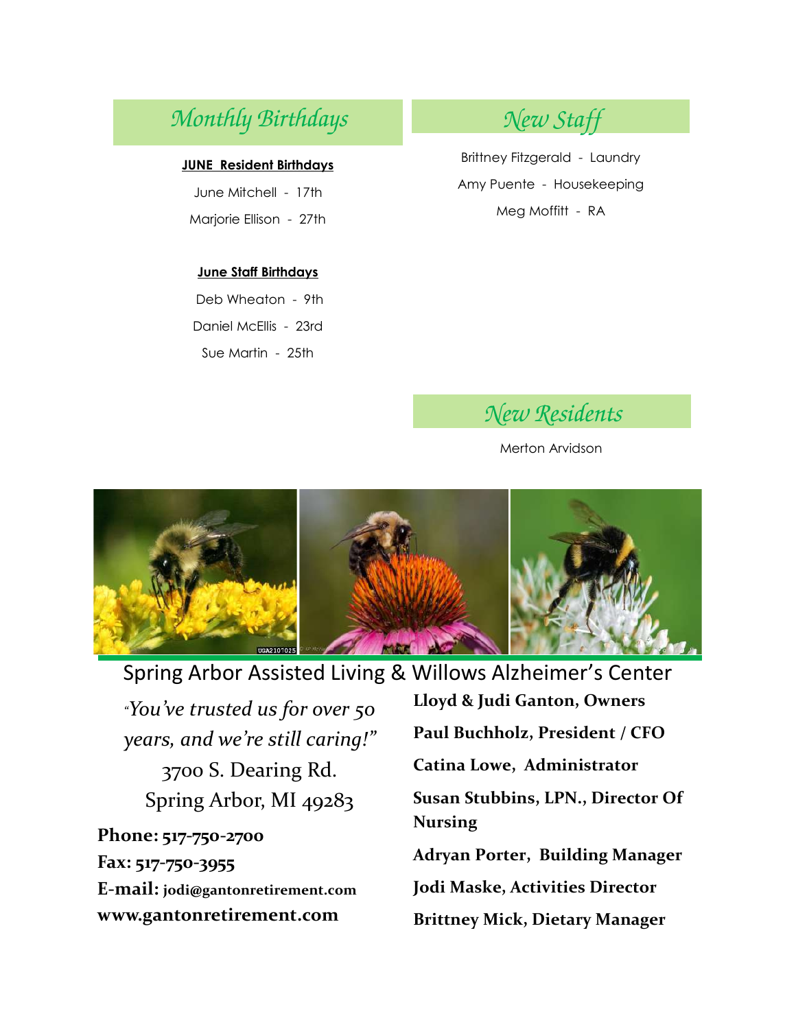## Monthly Birthdays

**JUNE Resident Birthdays**

June Mitchell - 17th

Marjorie Ellison - 27th

**June Staff Birthdays**

Deb Wheaton - 9th

Daniel McEllis - 23rd

Sue Martin - 25th

## New Staff

Brittney Fitzgerald - Laundry

Amy Puente - Housekeeping

Meg Moffitt - RA

## New Residents

Merton Arvidson

## Spring Arbor Assisted Living & Willows Alzheimer's Center

*"You've trusted us for over 50 years, and we're still caring!"*

3700 S. Dearing Rd.
Spring Arbor, MI 49283

**Phone:** 517-750-2700
**Fax:** 517-750-3955
**E-mail:** jodi@gantonretirement.com
**www.gantonretirement.com**

**Lloyd & Judi Ganton, Owners**

**Paul Buchholz, President / CFO**

**Catina Lowe, Administrator**

**Susan Stubbins, LPN., Director Of Nursing**

**Adryan Porter, Building Manager**

**Jodi Maske, Activities Director**

**Brittney Mick, Dietary Manager**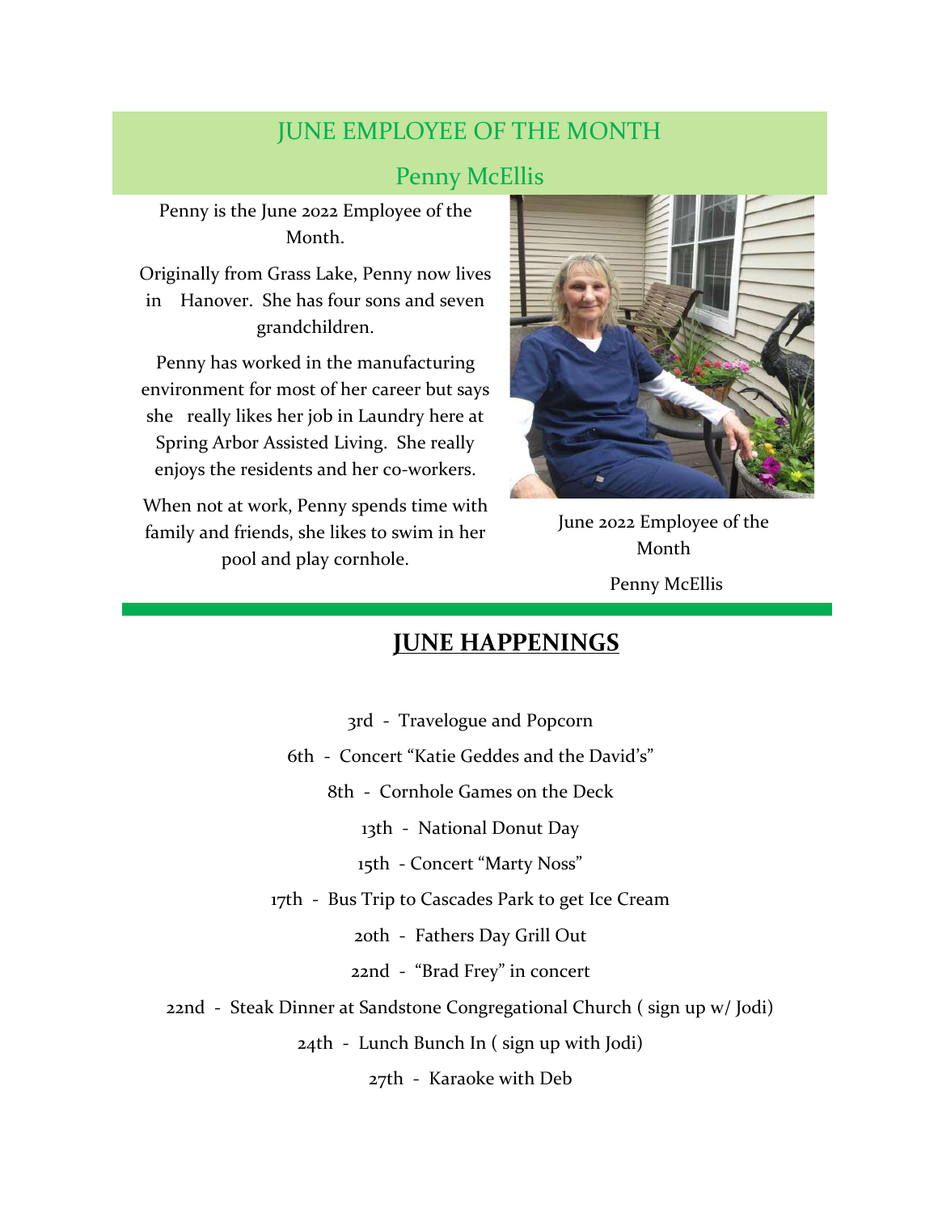## JUNE EMPLOYEE OF THE MONTH

## Penny McEllis

Penny is the June 2022 Employee of the Month.

Originally from Grass Lake, Penny now lives in Hanover. She has four sons and seven grandchildren.

Penny has worked in the manufacturing environment for most of her career but says she really likes her job in Laundry here at Spring Arbor Assisted Living. She really enjoys the residents and her co-workers.

When not at work, Penny spends time with family and friends, she likes to swim in her pool and play cornhole.

June 2022 Employee of the Month

Penny McEllis

## JUNE HAPPENINGS

3rd - Travelogue and Popcorn

6th - Concert "Katie Geddes and the David's"

8th - Cornhole Games on the Deck

13th - National Donut Day

15th - Concert "Marty Noss"

17th - Bus Trip to Cascades Park to get Ice Cream

20th - Fathers Day Grill Out

22nd - "Brad Frey" in concert

22nd - Steak Dinner at Sandstone Congregational Church ( sign up w/ Jodi)

24th - Lunch Bunch In ( sign up with Jodi)

27th - Karaoke with Deb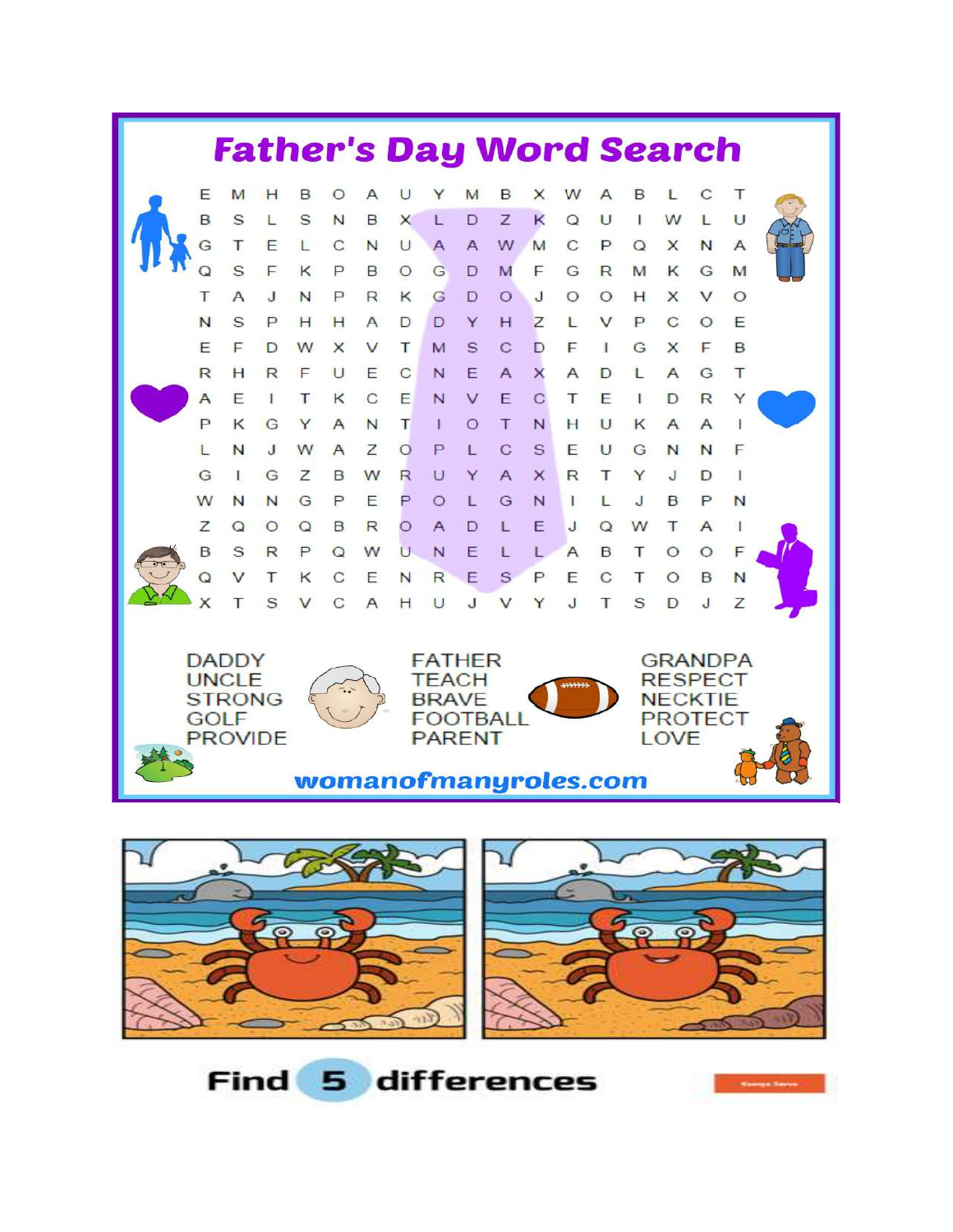# Father's Day Word Search

```
E M H B O A U Y M B X W A B L C T
B S L S N B X L D Z K Q U I W L U
G T E L C N U A A W M C P Q X N A
Q S F K P B O G D M F G R M K G M
T A J N P R K G D O J O O H X V O
N S P H H A D D Y H Z L V P C O E
E F D W X V T M S C D F I G X F B
R H R F U E C N E A X A D L A G T
A E I T K C E N V E C T E I D R Y
P K G Y A N T I O T N H U K A A I
L N J W A Z O P L C S E U G N N F
G I G Z B W R U Y A X R T Y J D I
W N N G P E P O L G N I L J B P N
Z Q O Q B R O A D L E J Q W T A I
B S R P Q W U N E L L A B T O O F
Q V T K C E N R E S P E C T O B N
X T S V C A H U J V Y J T S D J Z
```

| | | |
|---|---|---|
| DADDY | FATHER | GRANDPA |
| UNCLE | TEACH | RESPECT |
| STRONG | BRAVE | NECKTIE |
| GOLF | FOOTBALL | PROTECT |
| PROVIDE | PARENT | LOVE |

womanofmanyroles.com

Find 5 differences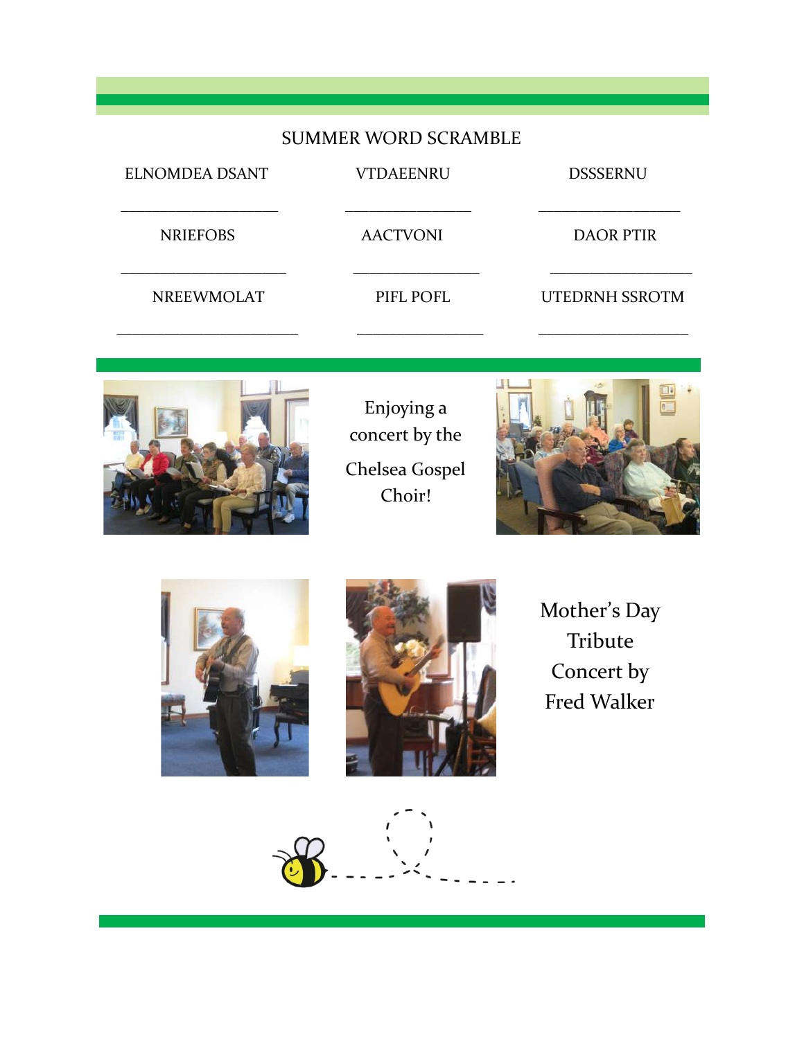## SUMMER WORD SCRAMBLE

| | | |
|---|---|---|
| ELNOMDEA DSANT | VTDAEENRU | DSSSERNU |
| ____________________ | ________________ | __________________ |
| NRIEFOBS | AACTVONI | DAOR PTIR |
| _____________________ | ________________ | __________________ |
| NREEWMOLAT | PIFL POFL | UTEDRNH SSROTM |
| _______________________ | ________________ | ___________________ |

Enjoying a concert by the Chelsea Gospel Choir!

Mother's Day Tribute Concert by Fred Walker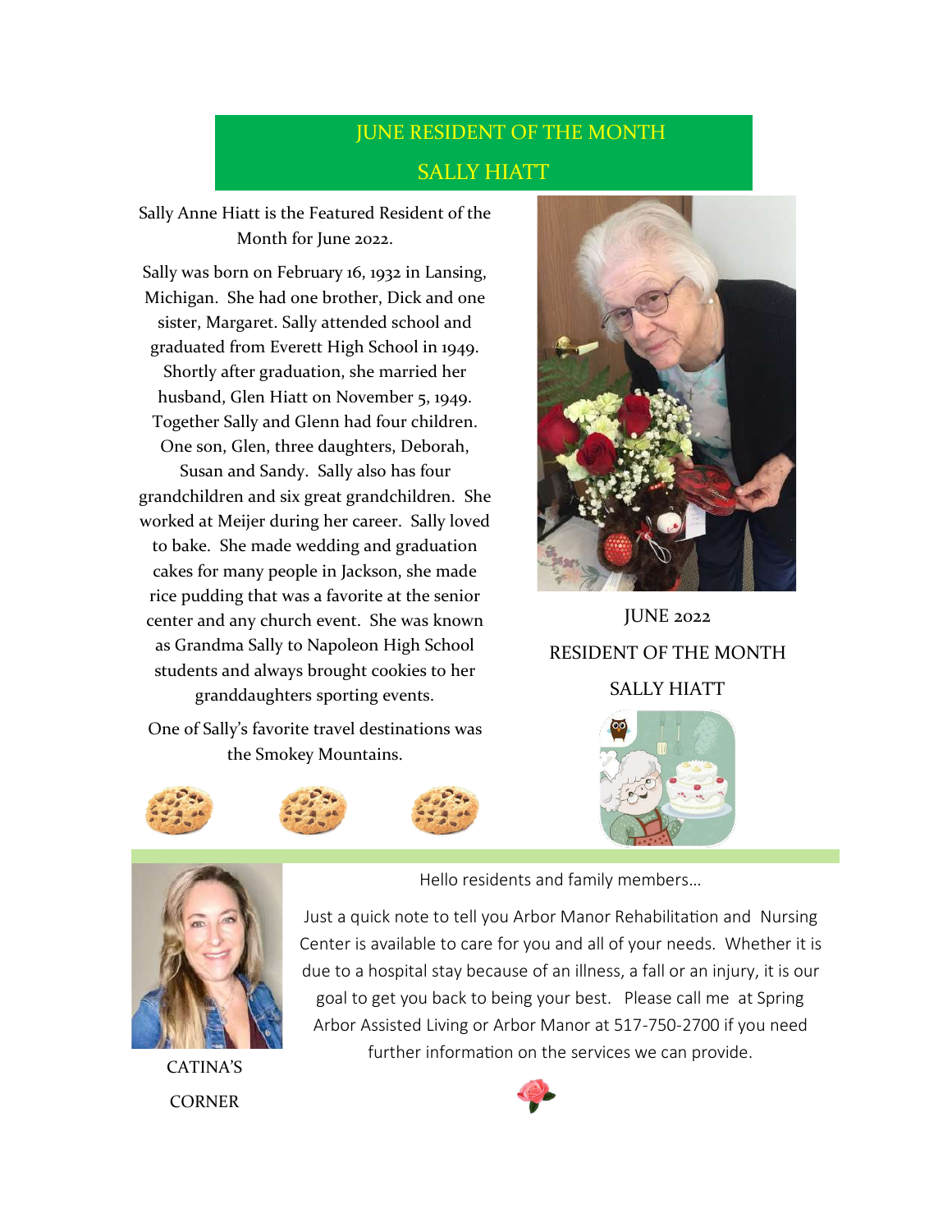# JUNE RESIDENT OF THE MONTH

# SALLY HIATT

Sally Anne Hiatt is the Featured Resident of the Month for June 2022.

Sally was born on February 16, 1932 in Lansing, Michigan. She had one brother, Dick and one sister, Margaret. Sally attended school and graduated from Everett High School in 1949. Shortly after graduation, she married her husband, Glen Hiatt on November 5, 1949. Together Sally and Glenn had four children. One son, Glen, three daughters, Deborah, Susan and Sandy. Sally also has four grandchildren and six great grandchildren. She worked at Meijer during her career. Sally loved to bake. She made wedding and graduation cakes for many people in Jackson, she made rice pudding that was a favorite at the senior center and any church event. She was known as Grandma Sally to Napoleon High School students and always brought cookies to her granddaughters sporting events.

One of Sally's favorite travel destinations was the Smokey Mountains.

JUNE 2022

RESIDENT OF THE MONTH

SALLY HIATT

CATINA'S CORNER

Hello residents and family members…

Just a quick note to tell you Arbor Manor Rehabilitation and Nursing Center is available to care for you and all of your needs. Whether it is due to a hospital stay because of an illness, a fall or an injury, it is our goal to get you back to being your best. Please call me at Spring Arbor Assisted Living or Arbor Manor at 517-750-2700 if you need further information on the services we can provide.